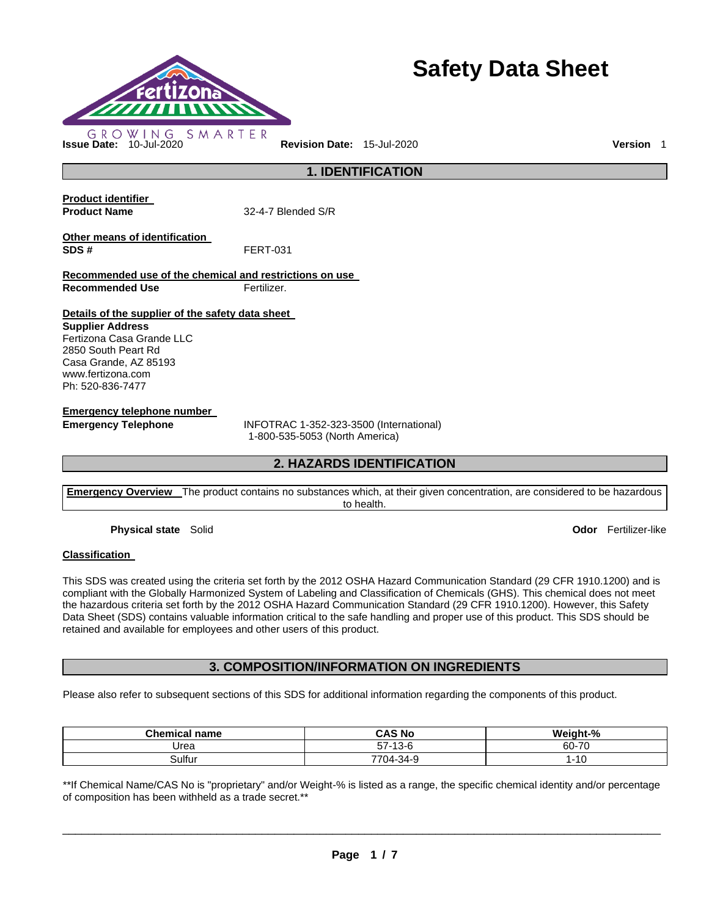# Safety Data Sheet

GROWING SMARTER

**Issue Date:** 10-Jul-2020 **Revision Date:** 15-Jul-2020 **Version** 1

## 1. IDENTIFICATION

**Product identifier**

**Product Name** 32-4-7 Blended S/R

**Other means of identification**

**SDS #** FERT-031

**Recommended use of the chemical and restrictions on use**

**Recommended Use** Fertilizer.

**Details of the supplier of the safety data sheet**

**Supplier Address**
Fertizona Casa Grande LLC
2850 South Peart Rd
Casa Grande, AZ 85193
www.fertizona.com
Ph: 520-836-7477

**Emergency telephone number**

**Emergency Telephone** INFOTRAC 1-352-323-3500 (International)
1-800-535-5053 (North America)

## 2. HAZARDS IDENTIFICATION

**Emergency Overview** The product contains no substances which, at their given concentration, are considered to be hazardous to health.

**Physical state** Solid **Odor** Fertilizer-like

**Classification**

This SDS was created using the criteria set forth by the 2012 OSHA Hazard Communication Standard (29 CFR 1910.1200) and is compliant with the Globally Harmonized System of Labeling and Classification of Chemicals (GHS). This chemical does not meet the hazardous criteria set forth by the 2012 OSHA Hazard Communication Standard (29 CFR 1910.1200). However, this Safety Data Sheet (SDS) contains valuable information critical to the safe handling and proper use of this product. This SDS should be retained and available for employees and other users of this product.

## 3. COMPOSITION/INFORMATION ON INGREDIENTS

Please also refer to subsequent sections of this SDS for additional information regarding the components of this product.

| Chemical name | CAS No | Weight-% |
|---|---|---|
| Urea | 57-13-6 | 60-70 |
| Sulfur | 7704-34-9 | 1-10 |

**If Chemical Name/CAS No is "proprietary" and/or Weight-% is listed as a range, the specific chemical identity and/or percentage of composition has been withheld as a trade secret.**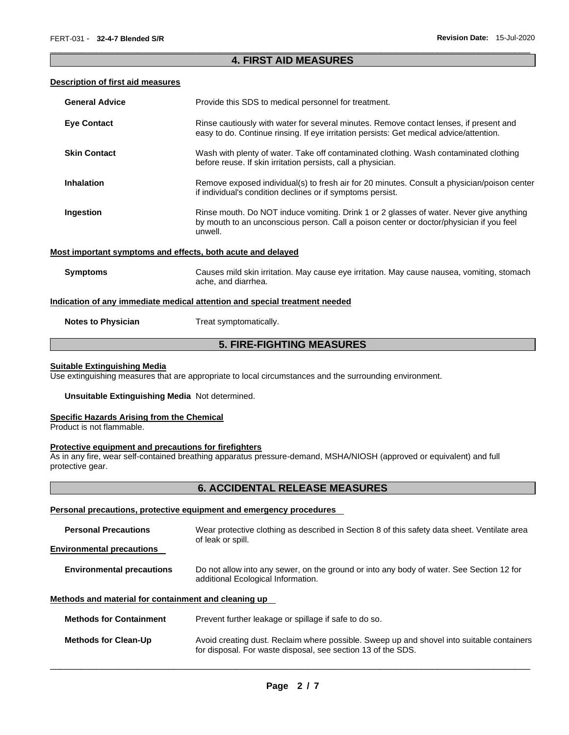## 4. FIRST AID MEASURES

### Description of first aid measures

**General Advice** Provide this SDS to medical personnel for treatment.

**Eye Contact** Rinse cautiously with water for several minutes. Remove contact lenses, if present and easy to do. Continue rinsing. If eye irritation persists: Get medical advice/attention.

**Skin Contact** Wash with plenty of water. Take off contaminated clothing. Wash contaminated clothing before reuse. If skin irritation persists, call a physician.

**Inhalation** Remove exposed individual(s) to fresh air for 20 minutes. Consult a physician/poison center if individual's condition declines or if symptoms persist.

**Ingestion** Rinse mouth. Do NOT induce vomiting. Drink 1 or 2 glasses of water. Never give anything by mouth to an unconscious person. Call a poison center or doctor/physician if you feel unwell.

### Most important symptoms and effects, both acute and delayed

**Symptoms** Causes mild skin irritation. May cause eye irritation. May cause nausea, vomiting, stomach ache, and diarrhea.

### Indication of any immediate medical attention and special treatment needed

**Notes to Physician** Treat symptomatically.

## 5. FIRE-FIGHTING MEASURES

### Suitable Extinguishing Media

Use extinguishing measures that are appropriate to local circumstances and the surrounding environment.

**Unsuitable Extinguishing Media** Not determined.

### Specific Hazards Arising from the Chemical

Product is not flammable.

### Protective equipment and precautions for firefighters

As in any fire, wear self-contained breathing apparatus pressure-demand, MSHA/NIOSH (approved or equivalent) and full protective gear.

## 6. ACCIDENTAL RELEASE MEASURES

### Personal precautions, protective equipment and emergency procedures

**Personal Precautions** Wear protective clothing as described in Section 8 of this safety data sheet. Ventilate area of leak or spill.

### Environmental precautions

**Environmental precautions** Do not allow into any sewer, on the ground or into any body of water. See Section 12 for additional Ecological Information.

### Methods and material for containment and cleaning up

**Methods for Containment** Prevent further leakage or spillage if safe to do so.

**Methods for Clean-Up** Avoid creating dust. Reclaim where possible. Sweep up and shovel into suitable containers for disposal. For waste disposal, see section 13 of the SDS.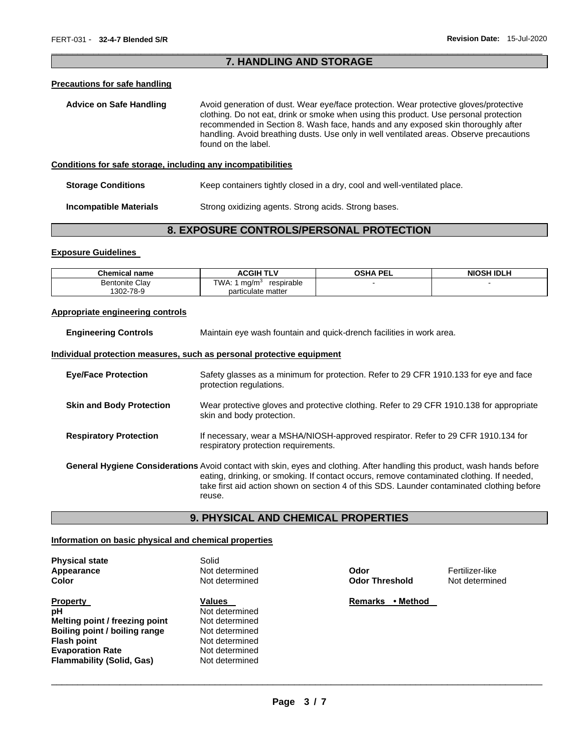## 7. HANDLING AND STORAGE

### Precautions for safe handling

**Advice on Safe Handling** Avoid generation of dust. Wear eye/face protection. Wear protective gloves/protective clothing. Do not eat, drink or smoke when using this product. Use personal protection recommended in Section 8. Wash face, hands and any exposed skin thoroughly after handling. Avoid breathing dusts. Use only in well ventilated areas. Observe precautions found on the label.

### Conditions for safe storage, including any incompatibilities

**Storage Conditions** Keep containers tightly closed in a dry, cool and well-ventilated place.

**Incompatible Materials** Strong oxidizing agents. Strong acids. Strong bases.

## 8. EXPOSURE CONTROLS/PERSONAL PROTECTION

### Exposure Guidelines

| Chemical name | ACGIH TLV | OSHA PEL | NIOSH IDLH |
|---|---|---|---|
| Bentonite Clay<br>1302-78-9 | TWA: 1 $mg/m^3$ respirable particulate matter | - | - |

### Appropriate engineering controls

**Engineering Controls** Maintain eye wash fountain and quick-drench facilities in work area.

### Individual protection measures, such as personal protective equipment

**Eye/Face Protection** Safety glasses as a minimum for protection. Refer to 29 CFR 1910.133 for eye and face protection regulations.

**Skin and Body Protection** Wear protective gloves and protective clothing. Refer to 29 CFR 1910.138 for appropriate skin and body protection.

**Respiratory Protection** If necessary, wear a MSHA/NIOSH-approved respirator. Refer to 29 CFR 1910.134 for respiratory protection requirements.

**General Hygiene Considerations** Avoid contact with skin, eyes and clothing. After handling this product, wash hands before eating, drinking, or smoking. If contact occurs, remove contaminated clothing. If needed, take first aid action shown on section 4 of this SDS. Launder contaminated clothing before reuse.

## 9. PHYSICAL AND CHEMICAL PROPERTIES

### Information on basic physical and chemical properties

**Physical state** Solid

**Appearance** Not determined

**Color** Not determined

**Odor** Fertilizer-like

**Odor Threshold** Not determined

| Property | Values | Remarks • Method |
|---|---|---|
| **pH** | Not determined | |
| **Melting point / freezing point** | Not determined | |
| **Boiling point / boiling range** | Not determined | |
| **Flash point** | Not determined | |
| **Evaporation Rate** | Not determined | |
| **Flammability (Solid, Gas)** | Not determined | |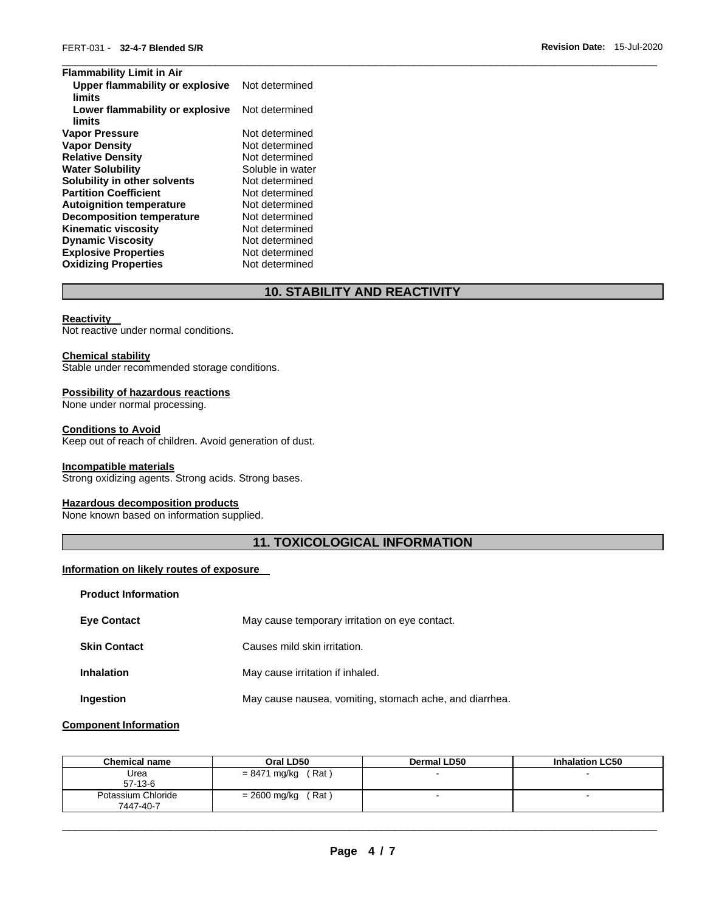**Flammability Limit in Air**

| | |
|---|---|
| **Upper flammability or explosive limits** | Not determined |
| **Lower flammability or explosive limits** | Not determined |
| **Vapor Pressure** | Not determined |
| **Vapor Density** | Not determined |
| **Relative Density** | Not determined |
| **Water Solubility** | Soluble in water |
| **Solubility in other solvents** | Not determined |
| **Partition Coefficient** | Not determined |
| **Autoignition temperature** | Not determined |
| **Decomposition temperature** | Not determined |
| **Kinematic viscosity** | Not determined |
| **Dynamic Viscosity** | Not determined |
| **Explosive Properties** | Not determined |
| **Oxidizing Properties** | Not determined |

## 10. STABILITY AND REACTIVITY

**Reactivity**
Not reactive under normal conditions.

**Chemical stability**
Stable under recommended storage conditions.

**Possibility of hazardous reactions**
None under normal processing.

**Conditions to Avoid**
Keep out of reach of children. Avoid generation of dust.

**Incompatible materials**
Strong oxidizing agents. Strong acids. Strong bases.

**Hazardous decomposition products**
None known based on information supplied.

## 11. TOXICOLOGICAL INFORMATION

**Information on likely routes of exposure**

**Product Information**

| | |
|---|---|
| **Eye Contact** | May cause temporary irritation on eye contact. |
| **Skin Contact** | Causes mild skin irritation. |
| **Inhalation** | May cause irritation if inhaled. |
| **Ingestion** | May cause nausea, vomiting, stomach ache, and diarrhea. |

**Component Information**

| Chemical name | Oral LD50 | Dermal LD50 | Inhalation LC50 |
|---|---|---|---|
| Urea<br>57-13-6 | = 8471 mg/kg ( Rat ) | - | - |
| Potassium Chloride<br>7447-40-7 | = 2600 mg/kg ( Rat ) | - | - |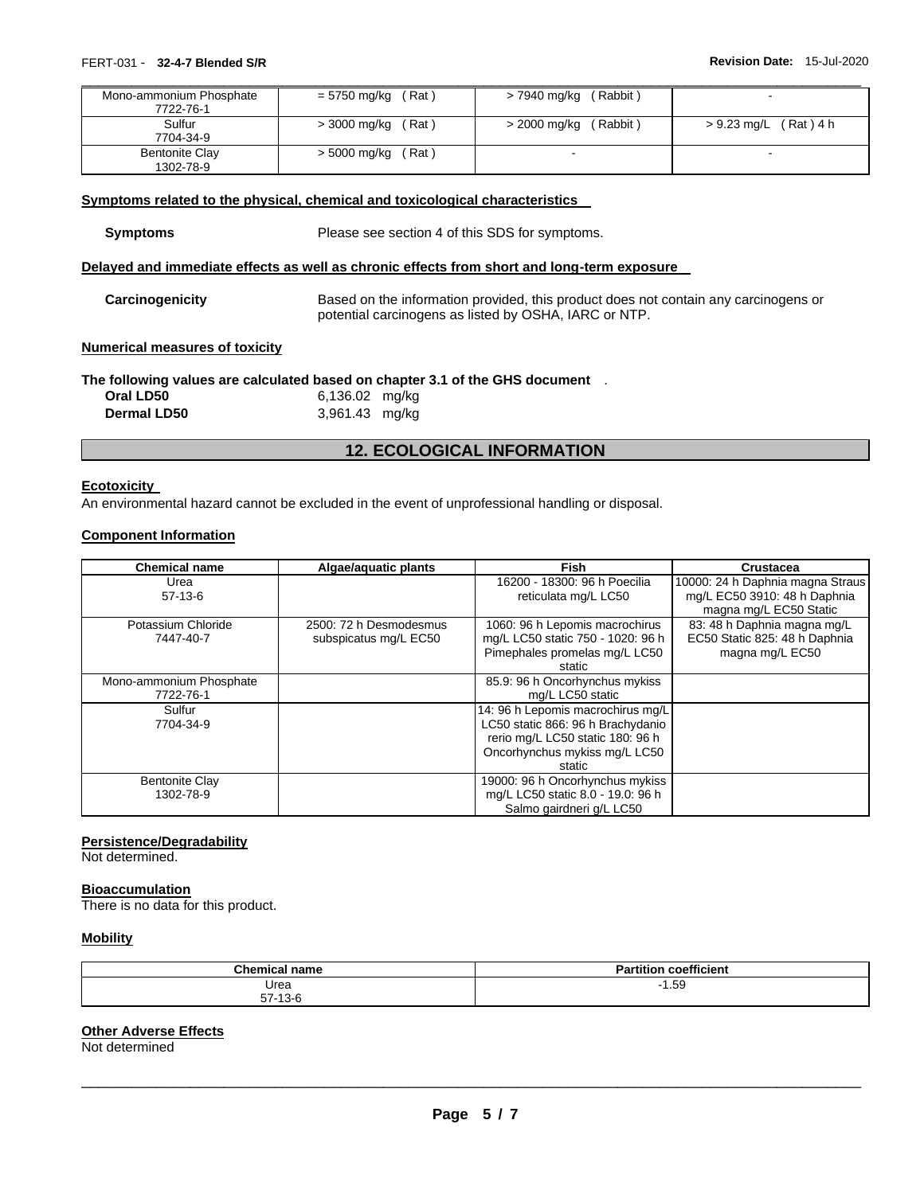| | | | |
|---|---|---|---|
| Mono-ammonium Phosphate 7722-76-1 | = 5750 mg/kg ( Rat ) | > 7940 mg/kg ( Rabbit ) | - |
| Sulfur 7704-34-9 | > 3000 mg/kg ( Rat ) | > 2000 mg/kg ( Rabbit ) | > 9.23 mg/L ( Rat ) 4 h |
| Bentonite Clay 1302-78-9 | > 5000 mg/kg ( Rat ) | - | - |

### Symptoms related to the physical, chemical and toxicological characteristics

**Symptoms** Please see section 4 of this SDS for symptoms.

### Delayed and immediate effects as well as chronic effects from short and long-term exposure

**Carcinogenicity** Based on the information provided, this product does not contain any carcinogens or potential carcinogens as listed by OSHA, IARC or NTP.

### Numerical measures of toxicity

**The following values are calculated based on chapter 3.1 of the GHS document** .

**Oral LD50** 6,136.02 mg/kg
**Dermal LD50** 3,961.43 mg/kg

## 12. ECOLOGICAL INFORMATION

### Ecotoxicity

An environmental hazard cannot be excluded in the event of unprofessional handling or disposal.

### Component Information

| Chemical name | Algae/aquatic plants | Fish | Crustacea |
|---|---|---|---|
| Urea 57-13-6 | | 16200 - 18300: 96 h Poecilia reticulata mg/L LC50 | 10000: 24 h Daphnia magna Straus mg/L EC50 3910: 48 h Daphnia magna mg/L EC50 Static |
| Potassium Chloride 7447-40-7 | 2500: 72 h Desmodesmus subspicatus mg/L EC50 | 1060: 96 h Lepomis macrochirus mg/L LC50 static 750 - 1020: 96 h Pimephales promelas mg/L LC50 static | 83: 48 h Daphnia magna mg/L EC50 Static 825: 48 h Daphnia magna mg/L EC50 |
| Mono-ammonium Phosphate 7722-76-1 | | 85.9: 96 h Oncorhynchus mykiss mg/L LC50 static | |
| Sulfur 7704-34-9 | | 14: 96 h Lepomis macrochirus mg/L LC50 static 866: 96 h Brachydanio rerio mg/L LC50 static 180: 96 h Oncorhynchus mykiss mg/L LC50 static | |
| Bentonite Clay 1302-78-9 | | 19000: 96 h Oncorhynchus mykiss mg/L LC50 static 8.0 - 19.0: 96 h Salmo gairdneri g/L LC50 | |

### Persistence/Degradability

Not determined.

### Bioaccumulation

There is no data for this product.

### Mobility

| Chemical name | Partition coefficient |
|---|---|
| Urea 57-13-6 | -1.59 |

### Other Adverse Effects

Not determined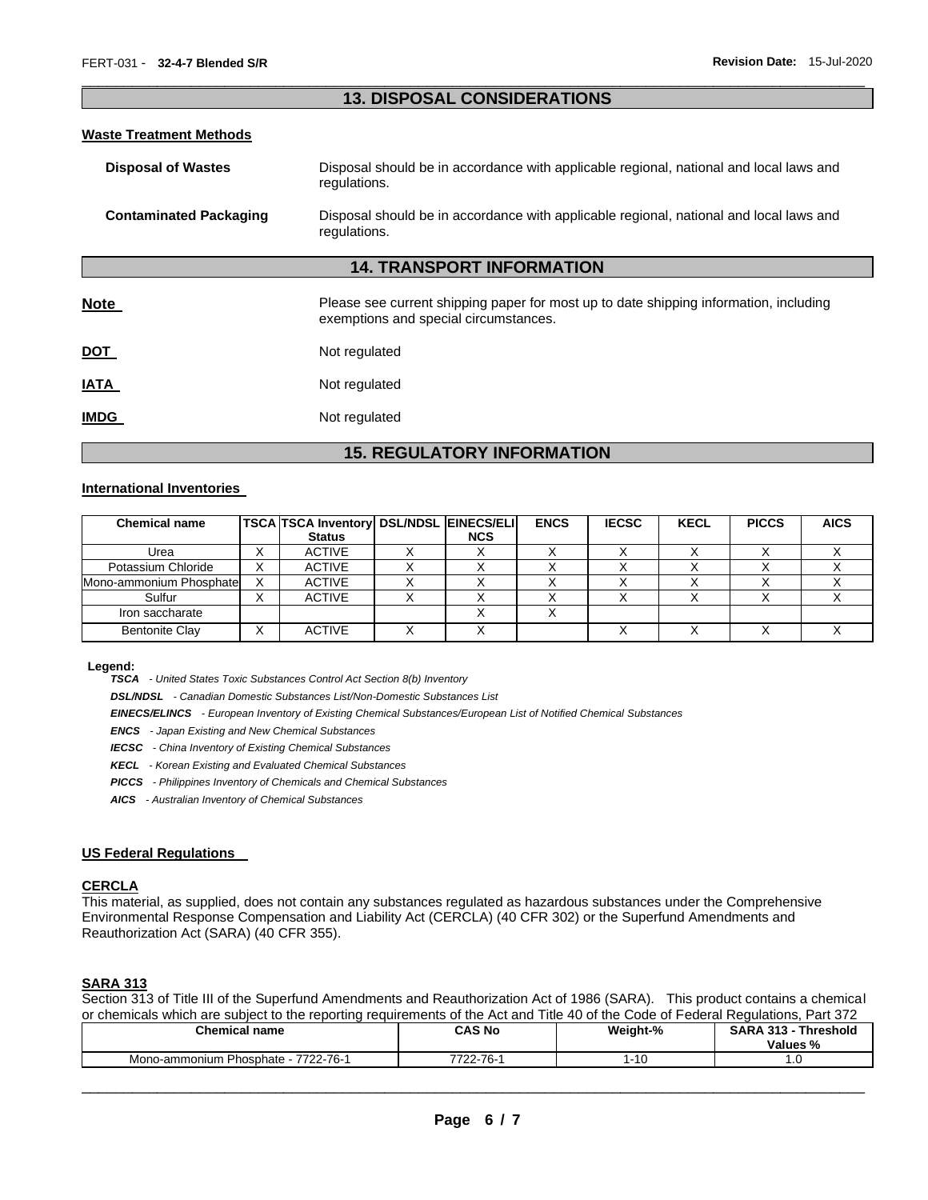## 13. DISPOSAL CONSIDERATIONS

### Waste Treatment Methods

**Disposal of Wastes** Disposal should be in accordance with applicable regional, national and local laws and regulations.

**Contaminated Packaging** Disposal should be in accordance with applicable regional, national and local laws and regulations.

## 14. TRANSPORT INFORMATION

**Note** Please see current shipping paper for most up to date shipping information, including exemptions and special circumstances.

**DOT** Not regulated

**IATA** Not regulated

**IMDG** Not regulated

## 15. REGULATORY INFORMATION

### International Inventories

| Chemical name | TSCA | TSCA Inventory Status | DSL/NDSL | EINECS/ELINCS | ENCS | IECSC | KECL | PICCS | AICS |
|---|---|---|---|---|---|---|---|---|---|
| Urea | X | ACTIVE | X | X | X | X | X | X | X |
| Potassium Chloride | X | ACTIVE | X | X | X | X | X | X | X |
| Mono-ammonium Phosphate | X | ACTIVE | X | X | X | X | X | X | X |
| Sulfur | X | ACTIVE | X | X | X | X | X | X | X |
| Iron saccharate | | | | X | X | | | | |
| Bentonite Clay | X | ACTIVE | X | X | | X | X | X | X |

**Legend:**

***TSCA*** *- United States Toxic Substances Control Act Section 8(b) Inventory*

***DSL/NDSL*** *- Canadian Domestic Substances List/Non-Domestic Substances List*

***EINECS/ELINCS*** *- European Inventory of Existing Chemical Substances/European List of Notified Chemical Substances*

***ENCS*** *- Japan Existing and New Chemical Substances*

***IECSC*** *- China Inventory of Existing Chemical Substances*

***KECL*** *- Korean Existing and Evaluated Chemical Substances*

***PICCS*** *- Philippines Inventory of Chemicals and Chemical Substances*

***AICS*** *- Australian Inventory of Chemical Substances*

### US Federal Regulations

#### CERCLA

This material, as supplied, does not contain any substances regulated as hazardous substances under the Comprehensive Environmental Response Compensation and Liability Act (CERCLA) (40 CFR 302) or the Superfund Amendments and Reauthorization Act (SARA) (40 CFR 355).

#### SARA 313

Section 313 of Title III of the Superfund Amendments and Reauthorization Act of 1986 (SARA). This product contains a chemical or chemicals which are subject to the reporting requirements of the Act and Title 40 of the Code of Federal Regulations, Part 372

| Chemical name | CAS No | Weight-% | SARA 313 - Threshold Values % |
|---|---|---|---|
| Mono-ammonium Phosphate - 7722-76-1 | 7722-76-1 | 1-10 | 1.0 |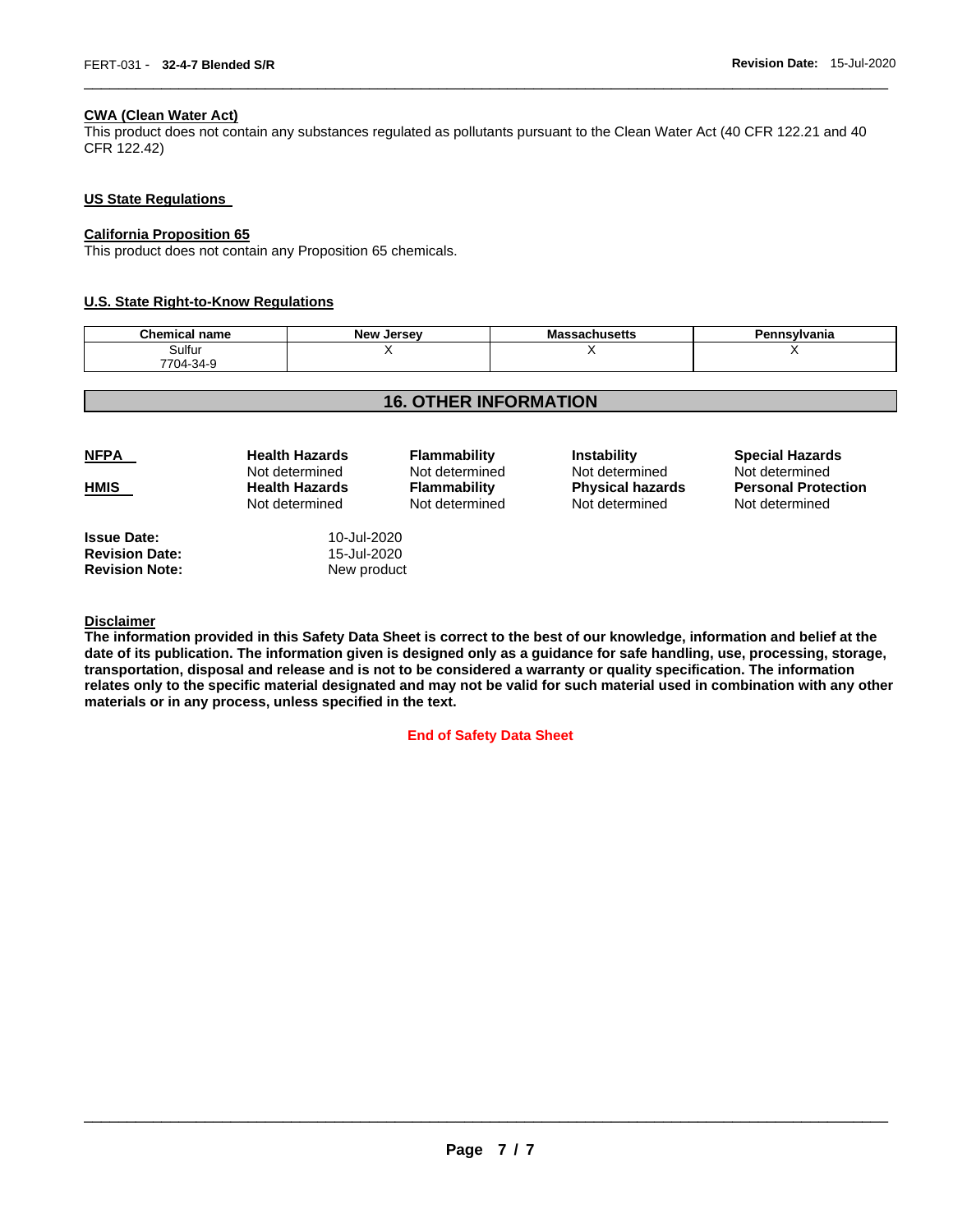**CWA (Clean Water Act)**

This product does not contain any substances regulated as pollutants pursuant to the Clean Water Act (40 CFR 122.21 and 40 CFR 122.42)

**US State Regulations**

**California Proposition 65**

This product does not contain any Proposition 65 chemicals.

**U.S. State Right-to-Know Regulations**

| Chemical name | New Jersey | Massachusetts | Pennsylvania |
|---|---|---|---|
| Sulfur 7704-34-9 | X | X | X |

## 16. OTHER INFORMATION

| | | | | |
|---|---|---|---|---|
| **NFPA** | **Health Hazards** Not determined | **Flammability** Not determined | **Instability** Not determined | **Special Hazards** Not determined |
| **HMIS** | **Health Hazards** Not determined | **Flammability** Not determined | **Physical hazards** Not determined | **Personal Protection** Not determined |

**Issue Date:** 10-Jul-2020
**Revision Date:** 15-Jul-2020
**Revision Note:** New product

**Disclaimer**

**The information provided in this Safety Data Sheet is correct to the best of our knowledge, information and belief at the date of its publication. The information given is designed only as a guidance for safe handling, use, processing, storage, transportation, disposal and release and is not to be considered a warranty or quality specification. The information relates only to the specific material designated and may not be valid for such material used in combination with any other materials or in any process, unless specified in the text.**

**End of Safety Data Sheet**